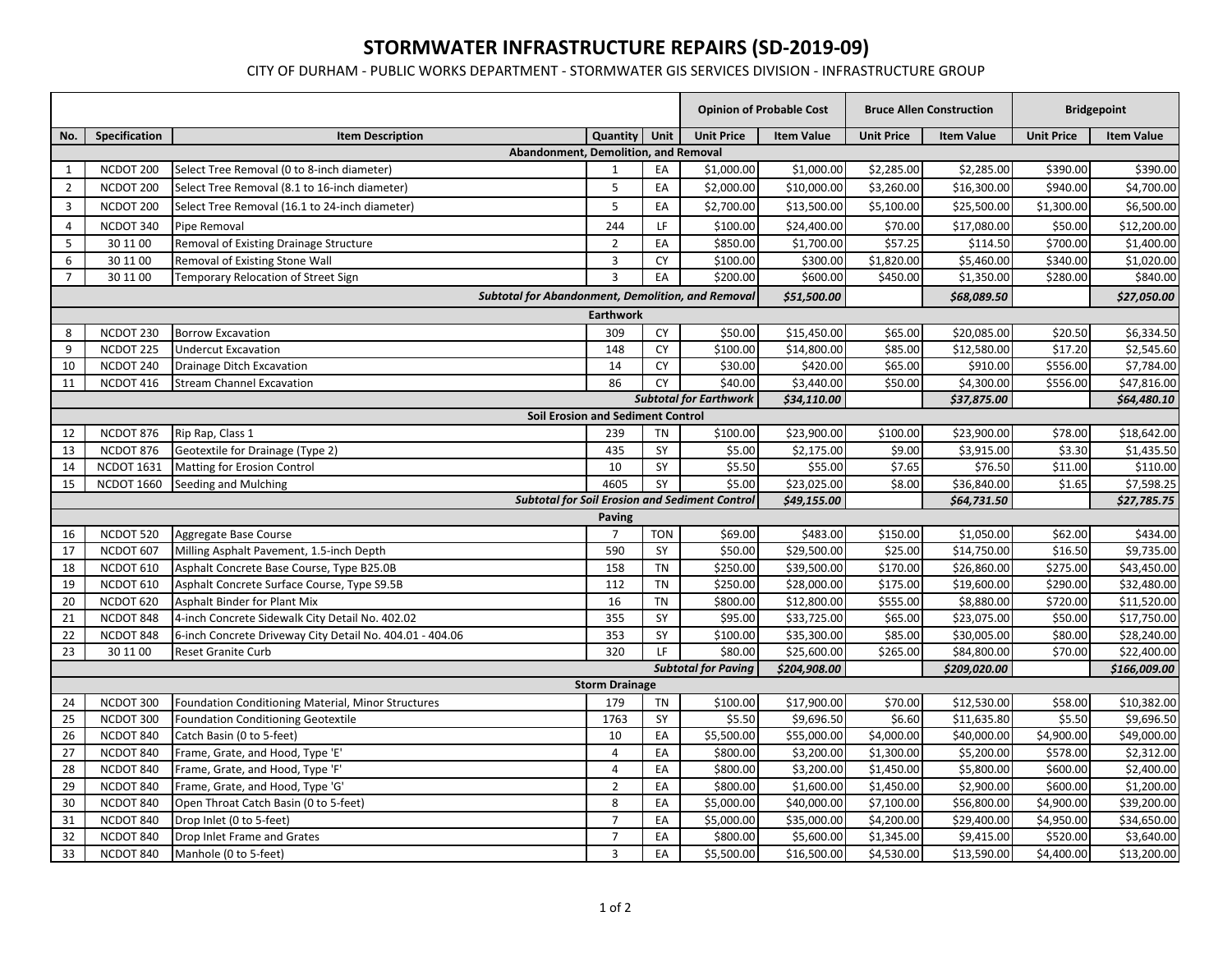# STORMWATER INFRASTRUCTURE REPAIRS (SD-2019-09)

CITY OF DURHAM - PUBLIC WORKS DEPARTMENT - STORMWATER GIS SERVICES DIVISION - INFRASTRUCTURE GROUP

| | | | | | Opinion of Probable Cost | | Bruce Allen Construction | | Bridgepoint | |
|---|---|---|---|---|---|---|---|---|---|---|
| No. | Specification | Item Description | Quantity | Unit | Unit Price | Item Value | Unit Price | Item Value | Unit Price | Item Value |
| | | **Abandonment, Demolition, and Removal** | | | | | | | | |
| 1 | NCDOT 200 | Select Tree Removal (0 to 8-inch diameter) | 1 | EA | $1,000.00 | $1,000.00 | $2,285.00 | $2,285.00 | $390.00 | $390.00 |
| 2 | NCDOT 200 | Select Tree Removal (8.1 to 16-inch diameter) | 5 | EA | $2,000.00 | $10,000.00 | $3,260.00 | $16,300.00 | $940.00 | $4,700.00 |
| 3 | NCDOT 200 | Select Tree Removal (16.1 to 24-inch diameter) | 5 | EA | $2,700.00 | $13,500.00 | $5,100.00 | $25,500.00 | $1,300.00 | $6,500.00 |
| 4 | NCDOT 340 | Pipe Removal | 244 | LF | $100.00 | $24,400.00 | $70.00 | $17,080.00 | $50.00 | $12,200.00 |
| 5 | 30 11 00 | Removal of Existing Drainage Structure | 2 | EA | $850.00 | $1,700.00 | $57.25 | $114.50 | $700.00 | $1,400.00 |
| 6 | 30 11 00 | Removal of Existing Stone Wall | 3 | CY | $100.00 | $300.00 | $1,820.00 | $5,460.00 | $340.00 | $1,020.00 |
| 7 | 30 11 00 | Temporary Relocation of Street Sign | 3 | EA | $200.00 | $600.00 | $450.00 | $1,350.00 | $280.00 | $840.00 |
| | | ***Subtotal for Abandonment, Demolition, and Removal*** | | | | ***$51,500.00*** | | ***$68,089.50*** | | ***$27,050.00*** |
| | | **Earthwork** | | | | | | | | |
| 8 | NCDOT 230 | Borrow Excavation | 309 | CY | $50.00 | $15,450.00 | $65.00 | $20,085.00 | $20.50 | $6,334.50 |
| 9 | NCDOT 225 | Undercut Excavation | 148 | CY | $100.00 | $14,800.00 | $85.00 | $12,580.00 | $17.20 | $2,545.60 |
| 10 | NCDOT 240 | Drainage Ditch Excavation | 14 | CY | $30.00 | $420.00 | $65.00 | $910.00 | $556.00 | $7,784.00 |
| 11 | NCDOT 416 | Stream Channel Excavation | 86 | CY | $40.00 | $3,440.00 | $50.00 | $4,300.00 | $556.00 | $47,816.00 |
| | | ***Subtotal for Earthwork*** | | | | ***$34,110.00*** | | ***$37,875.00*** | | ***$64,480.10*** |
| | | **Soil Erosion and Sediment Control** | | | | | | | | |
| 12 | NCDOT 876 | Rip Rap, Class 1 | 239 | TN | $100.00 | $23,900.00 | $100.00 | $23,900.00 | $78.00 | $18,642.00 |
| 13 | NCDOT 876 | Geotextile for Drainage (Type 2) | 435 | SY | $5.00 | $2,175.00 | $9.00 | $3,915.00 | $3.30 | $1,435.50 |
| 14 | NCDOT 1631 | Matting for Erosion Control | 10 | SY | $5.50 | $55.00 | $7.65 | $76.50 | $11.00 | $110.00 |
| 15 | NCDOT 1660 | Seeding and Mulching | 4605 | SY | $5.00 | $23,025.00 | $8.00 | $36,840.00 | $1.65 | $7,598.25 |
| | | ***Subtotal for Soil Erosion and Sediment Control*** | | | | ***$49,155.00*** | | ***$64,731.50*** | | ***$27,785.75*** |
| | | **Paving** | | | | | | | | |
| 16 | NCDOT 520 | Aggregate Base Course | 7 | TON | $69.00 | $483.00 | $150.00 | $1,050.00 | $62.00 | $434.00 |
| 17 | NCDOT 607 | Milling Asphalt Pavement, 1.5-inch Depth | 590 | SY | $50.00 | $29,500.00 | $25.00 | $14,750.00 | $16.50 | $9,735.00 |
| 18 | NCDOT 610 | Asphalt Concrete Base Course, Type B25.0B | 158 | TN | $250.00 | $39,500.00 | $170.00 | $26,860.00 | $275.00 | $43,450.00 |
| 19 | NCDOT 610 | Asphalt Concrete Surface Course, Type S9.5B | 112 | TN | $250.00 | $28,000.00 | $175.00 | $19,600.00 | $290.00 | $32,480.00 |
| 20 | NCDOT 620 | Asphalt Binder for Plant Mix | 16 | TN | $800.00 | $12,800.00 | $555.00 | $8,880.00 | $720.00 | $11,520.00 |
| 21 | NCDOT 848 | 4-inch Concrete Sidewalk City Detail No. 402.02 | 355 | SY | $95.00 | $33,725.00 | $65.00 | $23,075.00 | $50.00 | $17,750.00 |
| 22 | NCDOT 848 | 6-inch Concrete Driveway City Detail No. 404.01 - 404.06 | 353 | SY | $100.00 | $35,300.00 | $85.00 | $30,005.00 | $80.00 | $28,240.00 |
| 23 | 30 11 00 | Reset Granite Curb | 320 | LF | $80.00 | $25,600.00 | $265.00 | $84,800.00 | $70.00 | $22,400.00 |
| | | ***Subtotal for Paving*** | | | | ***$204,908.00*** | | ***$209,020.00*** | | ***$166,009.00*** |
| | | **Storm Drainage** | | | | | | | | |
| 24 | NCDOT 300 | Foundation Conditioning Material, Minor Structures | 179 | TN | $100.00 | $17,900.00 | $70.00 | $12,530.00 | $58.00 | $10,382.00 |
| 25 | NCDOT 300 | Foundation Conditioning Geotextile | 1763 | SY | $5.50 | $9,696.50 | $6.60 | $11,635.80 | $5.50 | $9,696.50 |
| 26 | NCDOT 840 | Catch Basin (0 to 5-feet) | 10 | EA | $5,500.00 | $55,000.00 | $4,000.00 | $40,000.00 | $4,900.00 | $49,000.00 |
| 27 | NCDOT 840 | Frame, Grate, and Hood, Type 'E' | 4 | EA | $800.00 | $3,200.00 | $1,300.00 | $5,200.00 | $578.00 | $2,312.00 |
| 28 | NCDOT 840 | Frame, Grate, and Hood, Type 'F' | 4 | EA | $800.00 | $3,200.00 | $1,450.00 | $5,800.00 | $600.00 | $2,400.00 |
| 29 | NCDOT 840 | Frame, Grate, and Hood, Type 'G' | 2 | EA | $800.00 | $1,600.00 | $1,450.00 | $2,900.00 | $600.00 | $1,200.00 |
| 30 | NCDOT 840 | Open Throat Catch Basin (0 to 5-feet) | 8 | EA | $5,000.00 | $40,000.00 | $7,100.00 | $56,800.00 | $4,900.00 | $39,200.00 |
| 31 | NCDOT 840 | Drop Inlet (0 to 5-feet) | 7 | EA | $5,000.00 | $35,000.00 | $4,200.00 | $29,400.00 | $4,950.00 | $34,650.00 |
| 32 | NCDOT 840 | Drop Inlet Frame and Grates | 7 | EA | $800.00 | $5,600.00 | $1,345.00 | $9,415.00 | $520.00 | $3,640.00 |
| 33 | NCDOT 840 | Manhole (0 to 5-feet) | 3 | EA | $5,500.00 | $16,500.00 | $4,530.00 | $13,590.00 | $4,400.00 | $13,200.00 |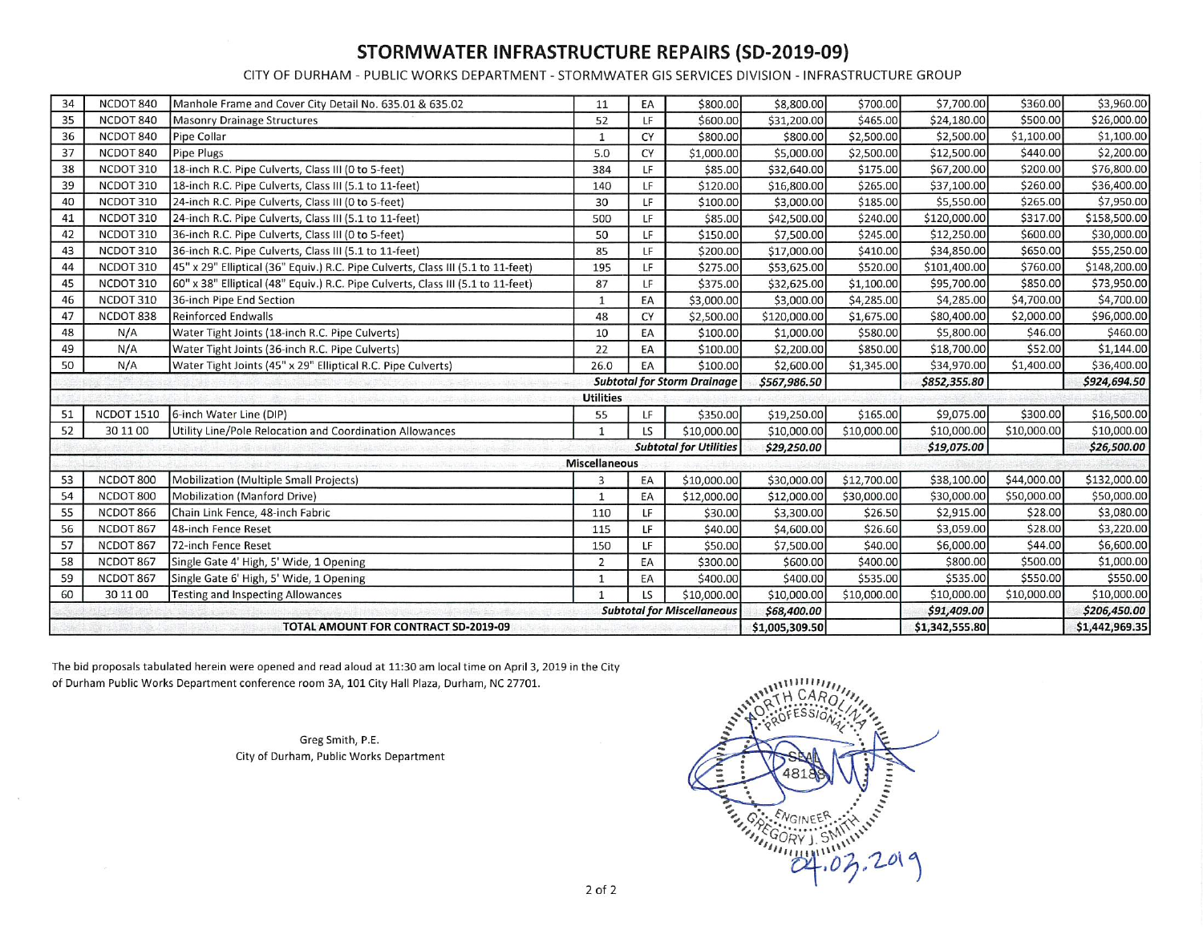# STORMWATER INFRASTRUCTURE REPAIRS (SD-2019-09)

CITY OF DURHAM - PUBLIC WORKS DEPARTMENT - STORMWATER GIS SERVICES DIVISION - INFRASTRUCTURE GROUP

| | | | | | | | | | | |
|---|---|---|---|---|---|---|---|---|---|---|
| 34 | NCDOT 840 | Manhole Frame and Cover City Detail No. 635.01 & 635.02 | 11 | EA | $800.00 | $8,800.00 | $700.00 | $7,700.00 | $360.00 | $3,960.00 |
| 35 | NCDOT 840 | Masonry Drainage Structures | 52 | LF | $600.00 | $31,200.00 | $465.00 | $24,180.00 | $500.00 | $26,000.00 |
| 36 | NCDOT 840 | Pipe Collar | 1 | CY | $800.00 | $800.00 | $2,500.00 | $2,500.00 | $1,100.00 | $1,100.00 |
| 37 | NCDOT 840 | Pipe Plugs | 5.0 | CY | $1,000.00 | $5,000.00 | $2,500.00 | $12,500.00 | $440.00 | $2,200.00 |
| 38 | NCDOT 310 | 18-inch R.C. Pipe Culverts, Class III (0 to 5-feet) | 384 | LF | $85.00 | $32,640.00 | $175.00 | $67,200.00 | $200.00 | $76,800.00 |
| 39 | NCDOT 310 | 18-inch R.C. Pipe Culverts, Class III (5.1 to 11-feet) | 140 | LF | $120.00 | $16,800.00 | $265.00 | $37,100.00 | $260.00 | $36,400.00 |
| 40 | NCDOT 310 | 24-inch R.C. Pipe Culverts, Class III (0 to 5-feet) | 30 | LF | $100.00 | $3,000.00 | $185.00 | $5,550.00 | $265.00 | $7,950.00 |
| 41 | NCDOT 310 | 24-inch R.C. Pipe Culverts, Class III (5.1 to 11-feet) | 500 | LF | $85.00 | $42,500.00 | $240.00 | $120,000.00 | $317.00 | $158,500.00 |
| 42 | NCDOT 310 | 36-inch R.C. Pipe Culverts, Class III (0 to 5-feet) | 50 | LF | $150.00 | $7,500.00 | $245.00 | $12,250.00 | $600.00 | $30,000.00 |
| 43 | NCDOT 310 | 36-inch R.C. Pipe Culverts, Class III (5.1 to 11-feet) | 85 | LF | $200.00 | $17,000.00 | $410.00 | $34,850.00 | $650.00 | $55,250.00 |
| 44 | NCDOT 310 | 45" x 29" Elliptical (36" Equiv.) R.C. Pipe Culverts, Class III (5.1 to 11-feet) | 195 | LF | $275.00 | $53,625.00 | $520.00 | $101,400.00 | $760.00 | $148,200.00 |
| 45 | NCDOT 310 | 60" x 38" Elliptical (48" Equiv.) R.C. Pipe Culverts, Class III (5.1 to 11-feet) | 87 | LF | $375.00 | $32,625.00 | $1,100.00 | $95,700.00 | $850.00 | $73,950.00 |
| 46 | NCDOT 310 | 36-inch Pipe End Section | 1 | EA | $3,000.00 | $3,000.00 | $4,285.00 | $4,285.00 | $4,700.00 | $4,700.00 |
| 47 | NCDOT 838 | Reinforced Endwalls | 48 | CY | $2,500.00 | $120,000.00 | $1,675.00 | $80,400.00 | $2,000.00 | $96,000.00 |
| 48 | N/A | Water Tight Joints (18-inch R.C. Pipe Culverts) | 10 | EA | $100.00 | $1,000.00 | $580.00 | $5,800.00 | $46.00 | $460.00 |
| 49 | N/A | Water Tight Joints (36-inch R.C. Pipe Culverts) | 22 | EA | $100.00 | $2,200.00 | $850.00 | $18,700.00 | $52.00 | $1,144.00 |
| 50 | N/A | Water Tight Joints (45" x 29" Elliptical R.C. Pipe Culverts) | 26.0 | EA | $100.00 | $2,600.00 | $1,345.00 | $34,970.00 | $1,400.00 | $36,400.00 |
| | | | | | ***Subtotal for Storm Drainage*** | ***$567,986.50*** | | ***$852,355.80*** | | ***$924,694.50*** |
| | | | **Utilities** | | | | | | | |
| 51 | NCDOT 1510 | 6-inch Water Line (DIP) | 55 | LF | $350.00 | $19,250.00 | $165.00 | $9,075.00 | $300.00 | $16,500.00 |
| 52 | 30 11 00 | Utility Line/Pole Relocation and Coordination Allowances | 1 | LS | $10,000.00 | $10,000.00 | $10,000.00 | $10,000.00 | $10,000.00 | $10,000.00 |
| | | | | | ***Subtotal for Utilities*** | ***$29,250.00*** | | ***$19,075.00*** | | ***$26,500.00*** |
| | | | **Miscellaneous** | | | | | | | |
| 53 | NCDOT 800 | Mobilization (Multiple Small Projects) | 3 | EA | $10,000.00 | $30,000.00 | $12,700.00 | $38,100.00 | $44,000.00 | $132,000.00 |
| 54 | NCDOT 800 | Mobilization (Manford Drive) | 1 | EA | $12,000.00 | $12,000.00 | $30,000.00 | $30,000.00 | $50,000.00 | $50,000.00 |
| 55 | NCDOT 866 | Chain Link Fence, 48-inch Fabric | 110 | LF | $30.00 | $3,300.00 | $26.50 | $2,915.00 | $28.00 | $3,080.00 |
| 56 | NCDOT 867 | 48-inch Fence Reset | 115 | LF | $40.00 | $4,600.00 | $26.60 | $3,059.00 | $28.00 | $3,220.00 |
| 57 | NCDOT 867 | 72-inch Fence Reset | 150 | LF | $50.00 | $7,500.00 | $40.00 | $6,000.00 | $44.00 | $6,600.00 |
| 58 | NCDOT 867 | Single Gate 4' High, 5' Wide, 1 Opening | 2 | EA | $300.00 | $600.00 | $400.00 | $800.00 | $500.00 | $1,000.00 |
| 59 | NCDOT 867 | Single Gate 6' High, 5' Wide, 1 Opening | 1 | EA | $400.00 | $400.00 | $535.00 | $535.00 | $550.00 | $550.00 |
| 60 | 30 11 00 | Testing and Inspecting Allowances | 1 | LS | $10,000.00 | $10,000.00 | $10,000.00 | $10,000.00 | $10,000.00 | $10,000.00 |
| | | | | | ***Subtotal for Miscellaneous*** | ***$68,400.00*** | | ***$91,409.00*** | | ***$206,450.00*** |
| | | **TOTAL AMOUNT FOR CONTRACT SD-2019-09** | | | | **$1,005,309.50** | | **$1,342,555.80** | | **$1,442,969.35** |

The bid proposals tabulated herein were opened and read aloud at 11:30 am local time on April 3, 2019 in the City of Durham Public Works Department conference room 3A, 101 City Hall Plaza, Durham, NC 27701.

Greg Smith, P.E.
City of Durham, Public Works Department

NORTH CAROLINA PROFESSIONAL ENGINEER SEAL 48185 GREGORY J. SMITH

04.03.2019